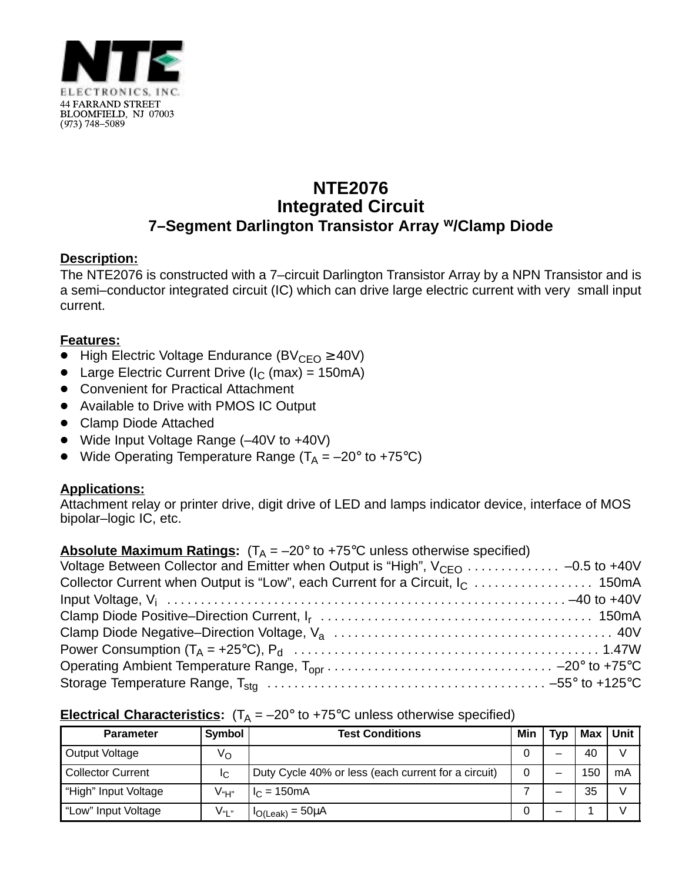NTE ELECTRONICS, INC.
44 FARRAND STREET
BLOOMFIELD, NJ 07003
(973) 748–5089

# NTE2076
# Integrated Circuit
## 7–Segment Darlington Transistor Array W/Clamp Diode

**Description:**

The NTE2076 is constructed with a 7–circuit Darlington Transistor Array by a NPN Transistor and is a semi–conductor integrated circuit (IC) which can drive large electric current with very small input current.

**Features:**

- High Electric Voltage Endurance ($BV_{CEO} \geq 40V$)
- Large Electric Current Drive ($I_C$ (max) = 150mA)
- Convenient for Practical Attachment
- Available to Drive with PMOS IC Output
- Clamp Diode Attached
- Wide Input Voltage Range (–40V to +40V)
- Wide Operating Temperature Range ($T_A$ = –20° to +75°C)

**Applications:**

Attachment relay or printer drive, digit drive of LED and lamps indicator device, interface of MOS bipolar–logic IC, etc.

**Absolute Maximum Ratings:** ($T_A$ = –20° to +75°C unless otherwise specified)

Voltage Between Collector and Emitter when Output is “High”, $V_{CEO}$ . . . . . . . . . . . . . –0.5 to +40V
Collector Current when Output is “Low”, each Current for a Circuit, $I_C$ . . . . . . . . . . . . . . . . . 150mA
Input Voltage, $V_i$ . . . . . . . . . . . . . . . . . . . . . . . . . . . . . . . . . . . . . . . . . . . . . . . . . . . . . . . –40 to +40V
Clamp Diode Positive–Direction Current, $I_r$ . . . . . . . . . . . . . . . . . . . . . . . . . . . . . . . . . . . . . . . 150mA
Clamp Diode Negative–Direction Voltage, $V_a$ . . . . . . . . . . . . . . . . . . . . . . . . . . . . . . . . . . . . . . . . 40V
Power Consumption ($T_A$ = +25°C), $P_d$ . . . . . . . . . . . . . . . . . . . . . . . . . . . . . . . . . . . . . . . . . . . 1.47W
Operating Ambient Temperature Range, $T_{opr}$ . . . . . . . . . . . . . . . . . . . . . . . . . . . . . . . . –20° to +75°C
Storage Temperature Range, $T_{stg}$ . . . . . . . . . . . . . . . . . . . . . . . . . . . . . . . . . . . . . . . . –55° to +125°C

**Electrical Characteristics:** ($T_A$ = –20° to +75°C unless otherwise specified)

| Parameter | Symbol | Test Conditions | Min | Typ | Max | Unit |
|---|---|---|---|---|---|---|
| Output Voltage | $V_O$ | | 0 | – | 40 | V |
| Collector Current | $I_C$ | Duty Cycle 40% or less (each current for a circuit) | 0 | – | 150 | mA |
| “High” Input Voltage | $V_{“H”}$ | $I_C$ = 150mA | 7 | – | 35 | V |
| “Low” Input Voltage | $V_{“L”}$ | $I_{O(Leak)}$ = 50μA | 0 | – | 1 | V |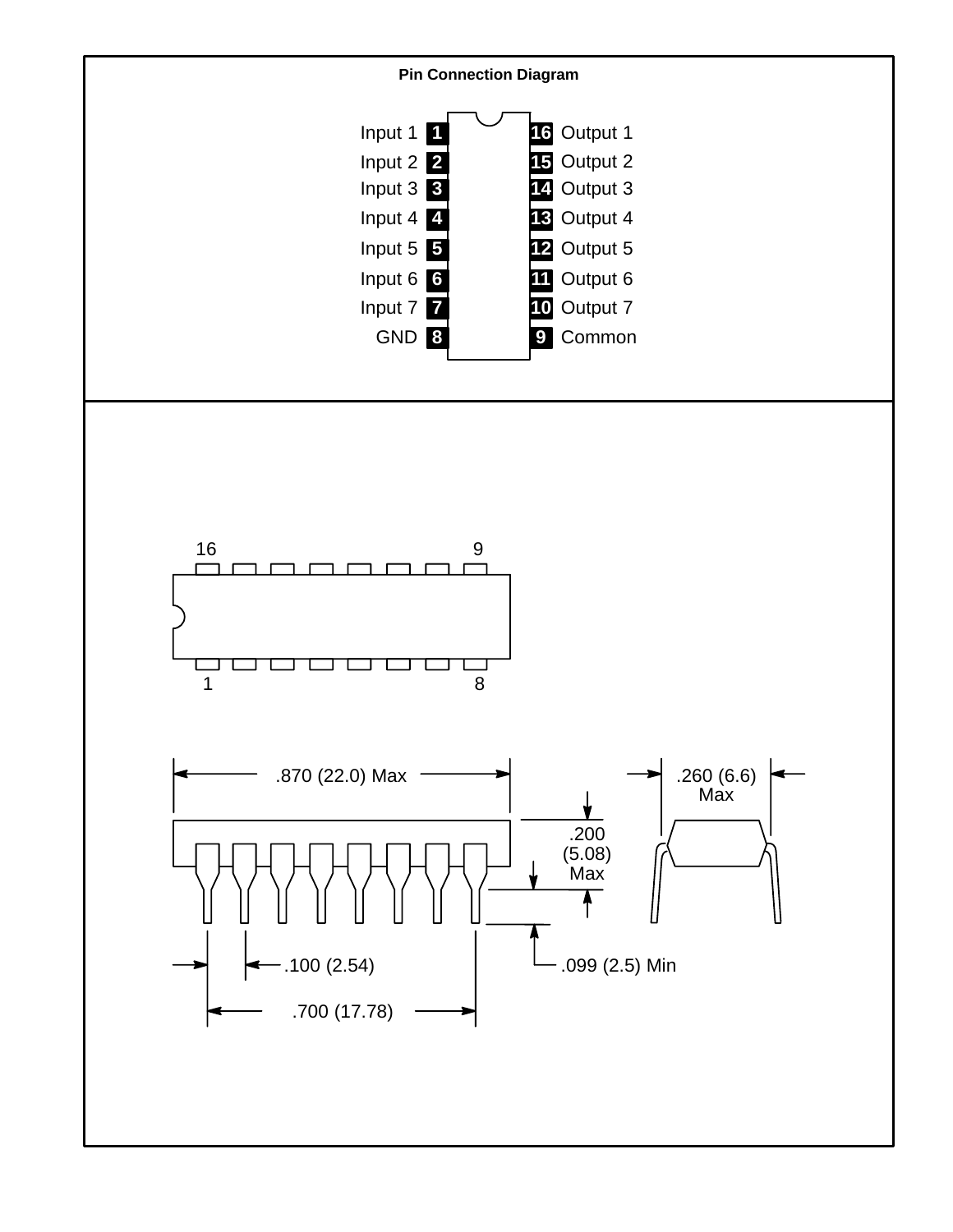**Pin Connection Diagram**

Input 1 1 — 16 Output 1
Input 2 2 — 15 Output 2
Input 3 3 — 14 Output 3
Input 4 4 — 13 Output 4
Input 5 5 — 12 Output 5
Input 6 6 — 11 Output 6
Input 7 7 — 10 Output 7
GND 8 — 9 Common

16
9
1
8

.870 (22.0) Max

.260 (6.6)
Max

.200
(5.08)
Max

.100 (2.54)

.099 (2.5) Min

.700 (17.78)